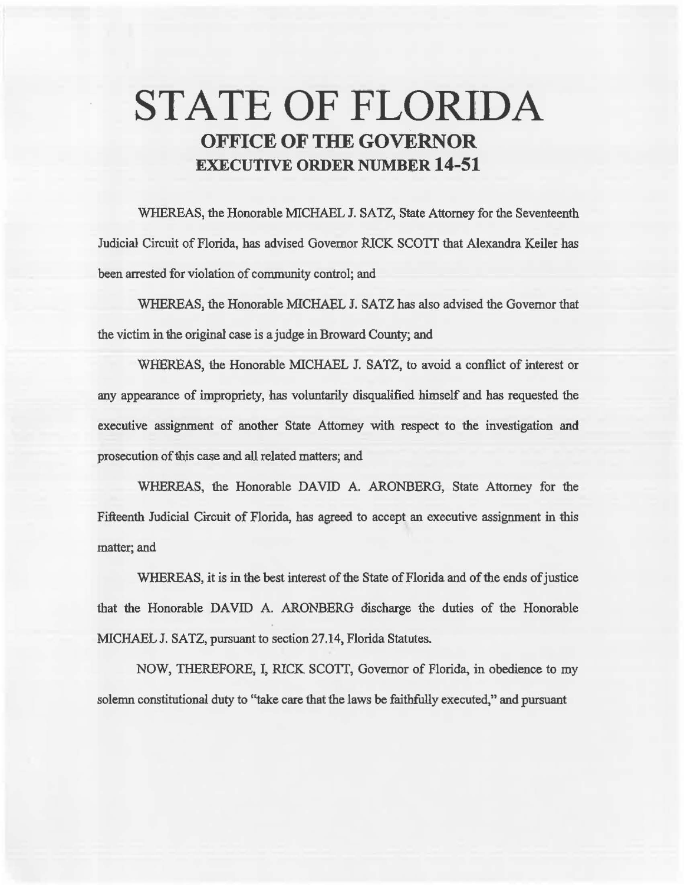# STATE OF FLORIDA

## OFFICE OF THE GOVERNOR

## EXECUTIVE ORDER NUMBER 14-51

WHEREAS, the Honorable MICHAEL J. SATZ, State Attorney for the Seventeenth Judicial Circuit of Florida, has advised Governor RICK SCOTT that Alexandra Keiler has been arrested for violation of community control; and

WHEREAS, the Honorable MICHAEL J. SATZ has also advised the Governor that the victim in the original case is a judge in Broward County; and

WHEREAS, the Honorable MICHAEL J. SATZ, to avoid a conflict of interest or any appearance of impropriety, has voluntarily disqualified himself and has requested the executive assignment of another State Attorney with respect to the investigation and prosecution of this case and all related matters; and

WHEREAS, the Honorable DAVID A. ARONBERG, State Attorney for the Fifteenth Judicial Circuit of Florida, has agreed to accept an executive assignment in this matter; and

WHEREAS, it is in the best interest of the State of Florida and of the ends of justice that the Honorable DAVID A. ARONBERG discharge the duties of the Honorable MICHAEL J. SATZ, pursuant to section 27.14, Florida Statutes.

NOW, THEREFORE, I, RICK SCOTT, Governor of Florida, in obedience to my solemn constitutional duty to "take care that the laws be faithfully executed," and pursuant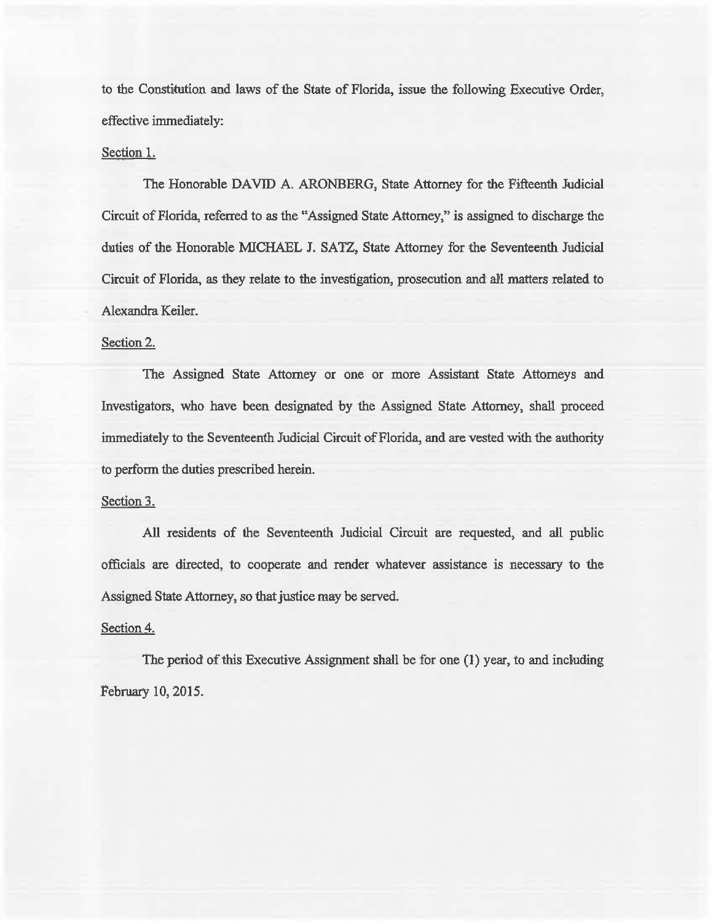to the Constitution and laws of the State of Florida, issue the following Executive Order, effective immediately:

Section 1.

The Honorable DAVID A. ARONBERG, State Attorney for the Fifteenth Judicial Circuit of Florida, referred to as the "Assigned State Attorney," is assigned to discharge the duties of the Honorable MICHAEL J. SATZ, State Attorney for the Seventeenth Judicial Circuit of Florida, as they relate to the investigation, prosecution and all matters related to Alexandra Keiler.

Section 2.

The Assigned State Attorney or one or more Assistant State Attorneys and Investigators, who have been designated by the Assigned State Attorney, shall proceed immediately to the Seventeenth Judicial Circuit of Florida, and are vested with the authority to perform the duties prescribed herein.

Section 3.

All residents of the Seventeenth Judicial Circuit are requested, and all public officials are directed, to cooperate and render whatever assistance is necessary to the Assigned State Attorney, so that justice may be served.

Section 4.

The period of this Executive Assignment shall be for one (1) year, to and including February 10, 2015.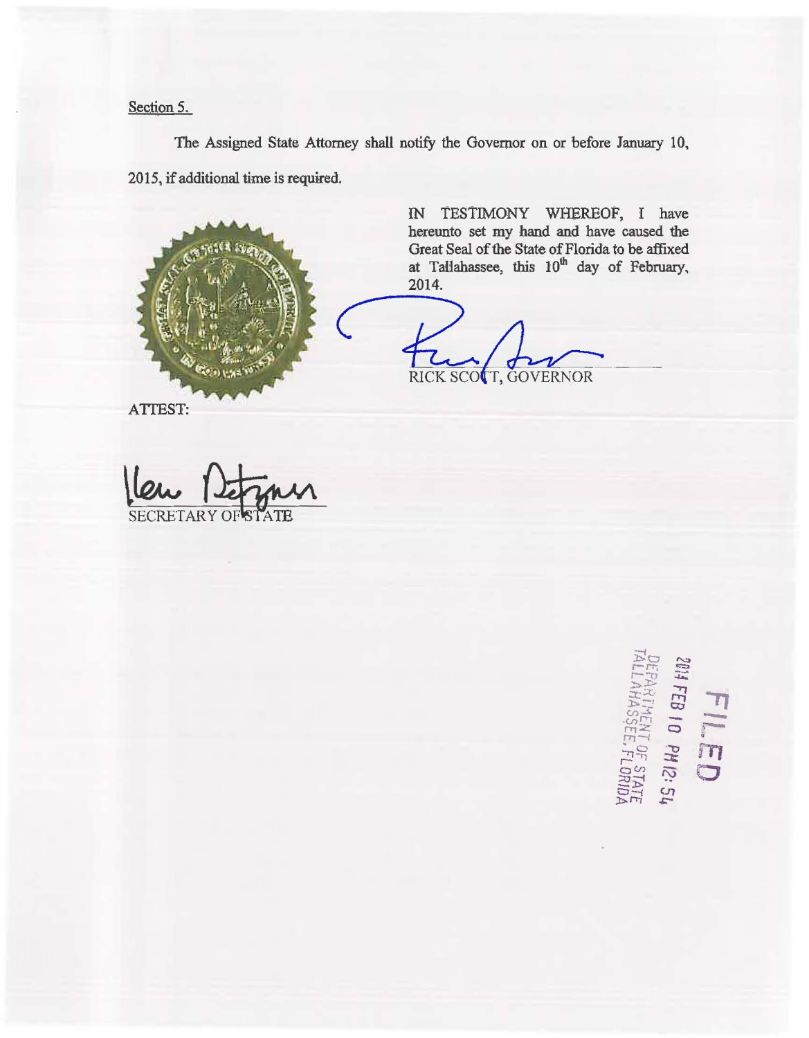Section 5.

The Assigned State Attorney shall notify the Governor on or before January 10, 2015, if additional time is required.

IN TESTIMONY WHEREOF, I have hereunto set my hand and have caused the Great Seal of the State of Florida to be affixed at Tallahassee, this 10th day of February, 2014.

RICK SCOTT, GOVERNOR

ATTEST:

SECRETARY OF STATE

FILED

2014 FEB 10 PM 12: 54

DEPARTMENT OF STATE
TALLAHASSEE, FLORIDA